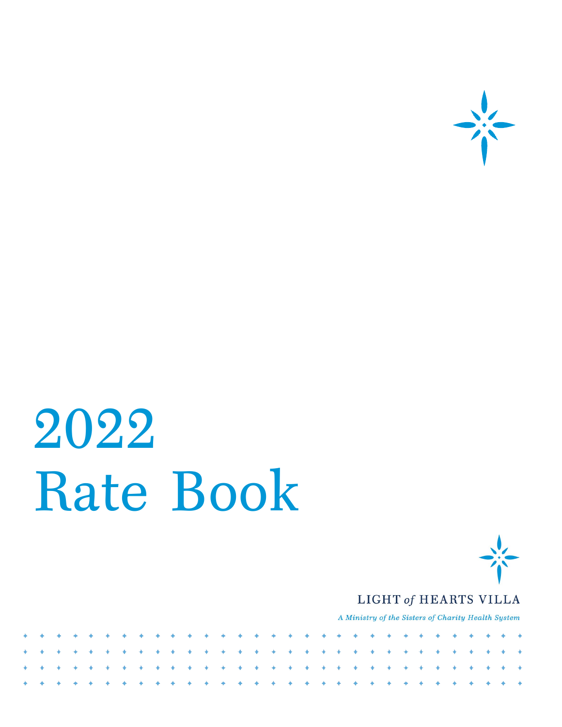# 2022 Rate Book

LIGHT *of* HEARTS VILLA

*A Ministry of the Sisters of Charity Health System*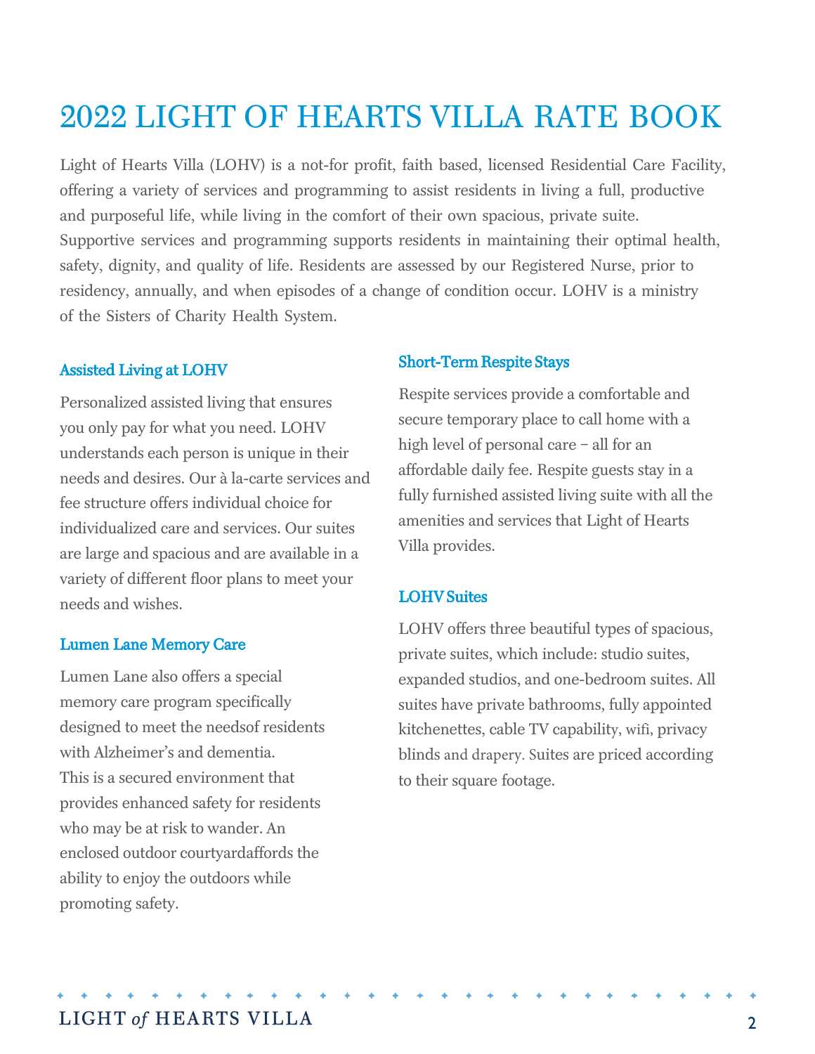# 2022 LIGHT OF HEARTS VILLA RATE BOOK

Light of Hearts Villa (LOHV) is a not-for profit, faith based, licensed Residential Care Facility, offering a variety of services and programming to assist residents in living a full, productive and purposeful life, while living in the comfort of their own spacious, private suite. Supportive services and programming supports residents in maintaining their optimal health, safety, dignity, and quality of life. Residents are assessed by our Registered Nurse, prior to residency, annually, and when episodes of a change of condition occur. LOHV is a ministry of the Sisters of Charity Health System.

### Assisted Living at LOHV

Personalized assisted living that ensures you only pay for what you need. LOHV understands each person is unique in their needs and desires. Our à la-carte services and fee structure offers individual choice for individualized care and services. Our suites are large and spacious and are available in a variety of different floor plans to meet your needs and wishes.

### Lumen Lane Memory Care

Lumen Lane also offers a special memory care program specifically designed to meet the needsof residents with Alzheimer's and dementia. This is a secured environment that provides enhanced safety for residents who may be at risk to wander. An enclosed outdoor courtyardaffords the ability to enjoy the outdoors while promoting safety.

### Short-Term Respite Stays

Respite services provide a comfortable and secure temporary place to call home with a high level of personal care – all for an affordable daily fee. Respite guests stay in a fully furnished assisted living suite with all the amenities and services that Light of Hearts Villa provides.

### LOHV Suites

LOHV offers three beautiful types of spacious, private suites, which include: studio suites, expanded studios, and one-bedroom suites. All suites have private bathrooms, fully appointed kitchenettes, cable TV capability, wifi, privacy blinds and drapery. Suites are priced according to their square footage.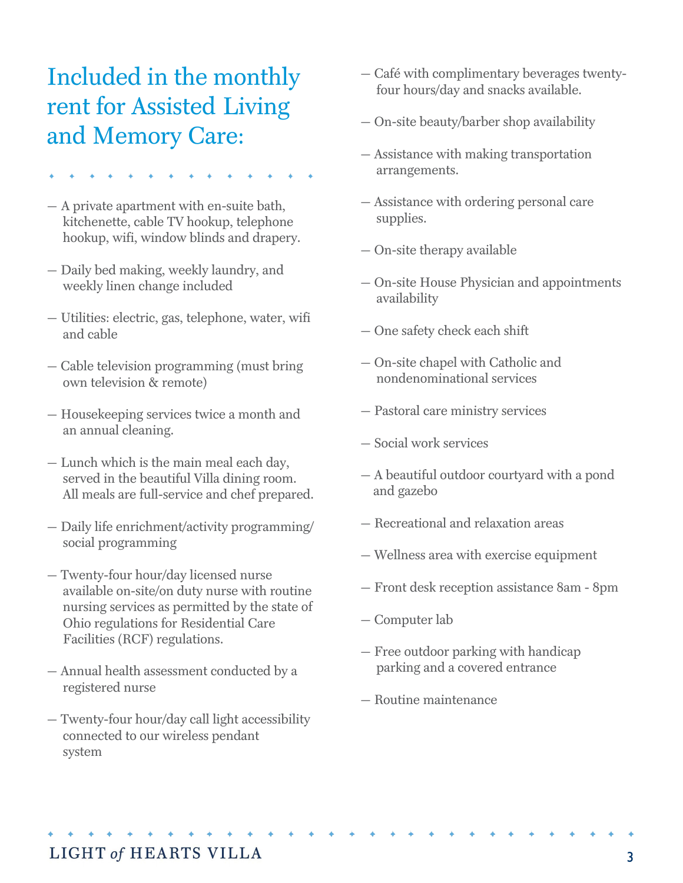# Included in the monthly rent for Assisted Living and Memory Care:

— A private apartment with en-suite bath, kitchenette, cable TV hookup, telephone hookup, wifi, window blinds and drapery.

— Daily bed making, weekly laundry, and weekly linen change included

— Utilities: electric, gas, telephone, water, wifi and cable

— Cable television programming (must bring own television & remote)

— Housekeeping services twice a month and an annual cleaning.

— Lunch which is the main meal each day, served in the beautiful Villa dining room. All meals are full-service and chef prepared.

— Daily life enrichment/activity programming/ social programming

— Twenty-four hour/day licensed nurse available on-site/on duty nurse with routine nursing services as permitted by the state of Ohio regulations for Residential Care Facilities (RCF) regulations.

— Annual health assessment conducted by a registered nurse

— Twenty-four hour/day call light accessibility connected to our wireless pendant system

— Café with complimentary beverages twenty-four hours/day and snacks available.

— On-site beauty/barber shop availability

— Assistance with making transportation arrangements.

— Assistance with ordering personal care supplies.

— On-site therapy available

— On-site House Physician and appointments availability

— One safety check each shift

— On-site chapel with Catholic and nondenominational services

— Pastoral care ministry services

— Social work services

— A beautiful outdoor courtyard with a pond and gazebo

— Recreational and relaxation areas

— Wellness area with exercise equipment

— Front desk reception assistance 8am - 8pm

— Computer lab

— Free outdoor parking with handicap parking and a covered entrance

— Routine maintenance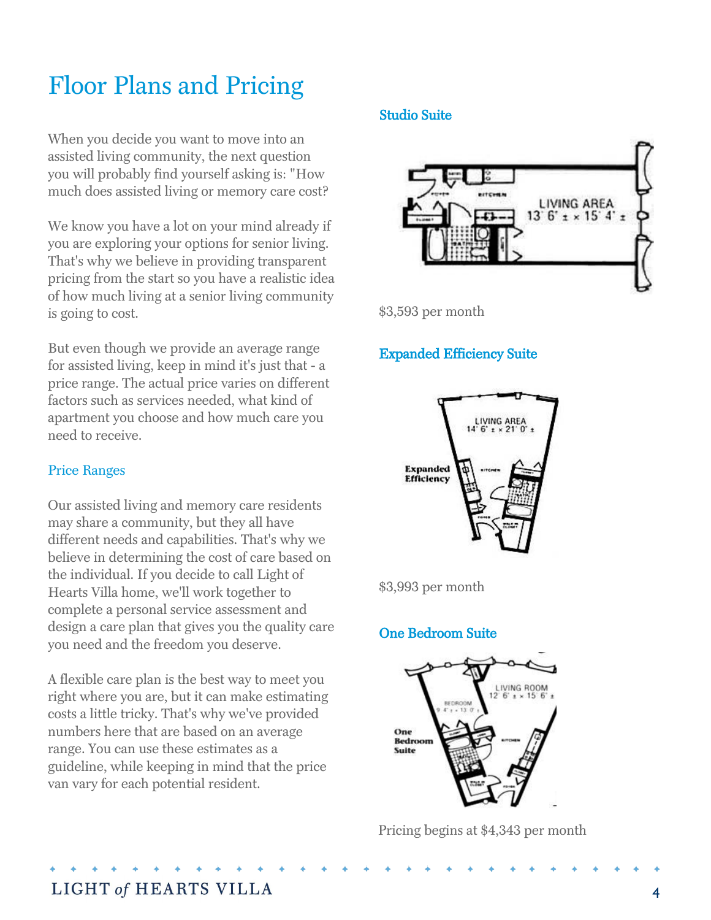# Floor Plans and Pricing

When you decide you want to move into an assisted living community, the next question you will probably find yourself asking is: "How much does assisted living or memory care cost?

We know you have a lot on your mind already if you are exploring your options for senior living. That's why we believe in providing transparent pricing from the start so you have a realistic idea of how much living at a senior living community is going to cost.

But even though we provide an average range for assisted living, keep in mind it's just that - a price range. The actual price varies on different factors such as services needed, what kind of apartment you choose and how much care you need to receive.

## Price Ranges

Our assisted living and memory care residents may share a community, but they all have different needs and capabilities. That's why we believe in determining the cost of care based on the individual. If you decide to call Light of Hearts Villa home, we'll work together to complete a personal service assessment and design a care plan that gives you the quality care you need and the freedom you deserve.

A flexible care plan is the best way to meet you right where you are, but it can make estimating costs a little tricky. That's why we've provided numbers here that are based on an average range. You can use these estimates as a guideline, while keeping in mind that the price van vary for each potential resident.

## Studio Suite

LIVING AREA 13' 6" ± × 15' 4" ±

$3,593 per month

## Expanded Efficiency Suite

LIVING AREA 14' 6" ± × 21' 0" ±

$3,993 per month

## One Bedroom Suite

LIVING ROOM 12' 6" ± × 15' 6" ±

BEDROOM 9' 4" ± × 13' 0" ±

Pricing begins at $4,343 per month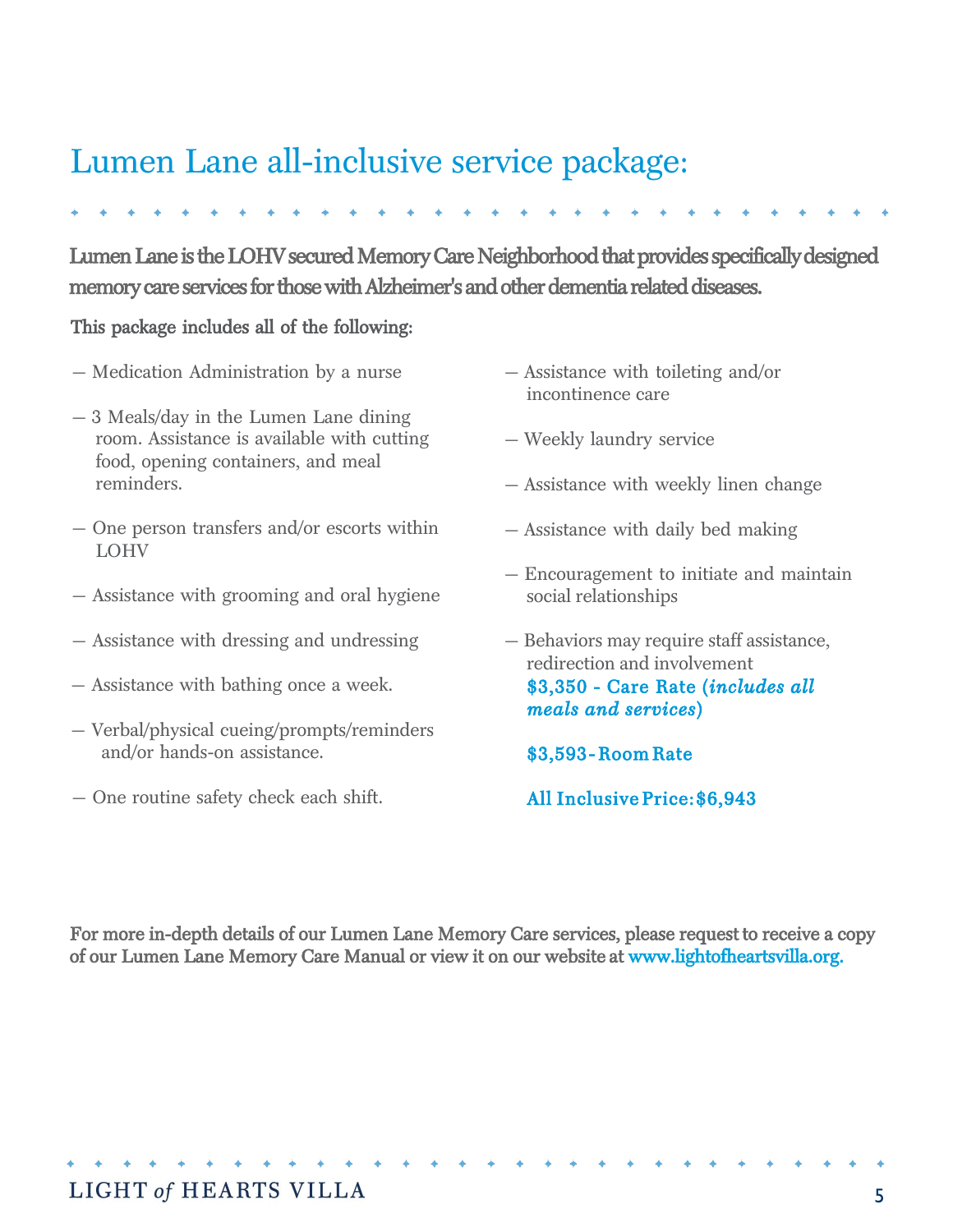# Lumen Lane all-inclusive service package:

**Lumen Lane is the LOHV secured Memory Care Neighborhood that provides specifically designed memory care services for those with Alzheimer's and other dementia related diseases.**

This package includes all of the following:

— Medication Administration by a nurse

— 3 Meals/day in the Lumen Lane dining room. Assistance is available with cutting food, opening containers, and meal reminders.

— One person transfers and/or escorts within LOHV

— Assistance with grooming and oral hygiene

— Assistance with dressing and undressing

— Assistance with bathing once a week.

— Verbal/physical cueing/prompts/reminders and/or hands-on assistance.

— One routine safety check each shift.

— Assistance with toileting and/or incontinence care

— Weekly laundry service

— Assistance with weekly linen change

— Assistance with daily bed making

— Encouragement to initiate and maintain social relationships

— Behaviors may require staff assistance, redirection and involvement

**$3,350 - Care Rate (*includes all meals and services*)**

**$3,593 - Room Rate**

**All Inclusive Price: $6,943**

For more in-depth details of our Lumen Lane Memory Care services, please request to receive a copy of our Lumen Lane Memory Care Manual or view it on our website at www.lightofheartsvilla.org.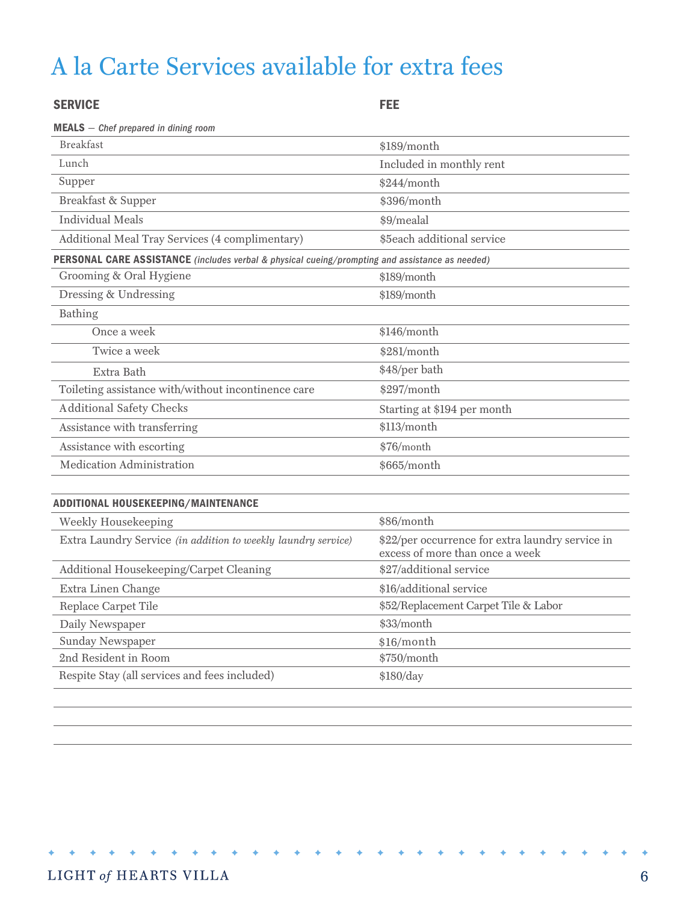# A la Carte Services available for extra fees

| SERVICE | FEE |
|---|---|
| **MEALS** — *Chef prepared in dining room* | |
| Breakfast | $189/month |
| Lunch | Included in monthly rent |
| Supper | $244/month |
| Breakfast & Supper | $396/month |
| Individual Meals | $9/mealal |
| Additional Meal Tray Services (4 complimentary) | $5each additional service |
| **PERSONAL CARE ASSISTANCE** *(includes verbal & physical cueing/prompting and assistance as needed)* | |
| Grooming & Oral Hygiene | $189/month |
| Dressing & Undressing | $189/month |
| Bathing | |
| Once a week | $146/month |
| Twice a week | $281/month |
| Extra Bath | $48/per bath |
| Toileting assistance with/without incontinence care | $297/month |
| Additional Safety Checks | Starting at $194 per month |
| Assistance with transferring | $113/month |
| Assistance with escorting | $76/month |
| Medication Administration | $665/month |
| **ADDITIONAL HOUSEKEEPING/MAINTENANCE** | |
| Weekly Housekeeping | $86/month |
| Extra Laundry Service *(in addition to weekly laundry service)* | $22/per occurrence for extra laundry service in excess of more than once a week |
| Additional Housekeeping/Carpet Cleaning | $27/additional service |
| Extra Linen Change | $16/additional service |
| Replace Carpet Tile | $52/Replacement Carpet Tile & Labor |
| Daily Newspaper | $33/month |
| Sunday Newspaper | $16/month |
| 2nd Resident in Room | $750/month |
| Respite Stay (all services and fees included) | $180/day |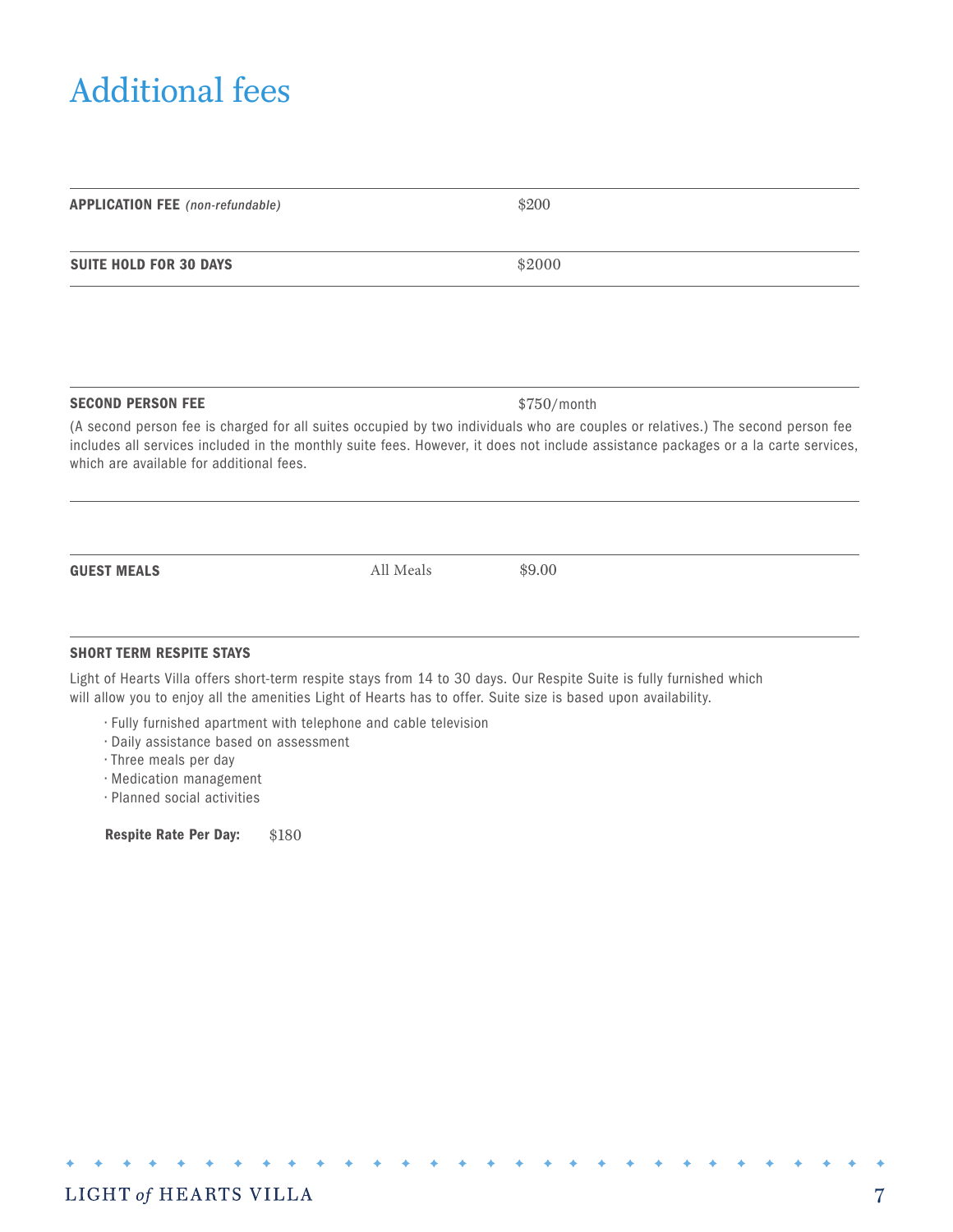# Additional fees

| | |
|---|---|
| **APPLICATION FEE** *(non-refundable)* | $200 |
| **SUITE HOLD FOR 30 DAYS** | $2000 |

**SECOND PERSON FEE** $750/month

(A second person fee is charged for all suites occupied by two individuals who are couples or relatives.) The second person fee includes all services included in the monthly suite fees. However, it does not include assistance packages or a la carte services, which are available for additional fees.

| | | |
|---|---|---|
| **GUEST MEALS** | All Meals | $9.00 |

**SHORT TERM RESPITE STAYS**

Light of Hearts Villa offers short-term respite stays from 14 to 30 days. Our Respite Suite is fully furnished which will allow you to enjoy all the amenities Light of Hearts has to offer. Suite size is based upon availability.

- Fully furnished apartment with telephone and cable television
- Daily assistance based on assessment
- Three meals per day
- Medication management
- Planned social activities

**Respite Rate Per Day:** $180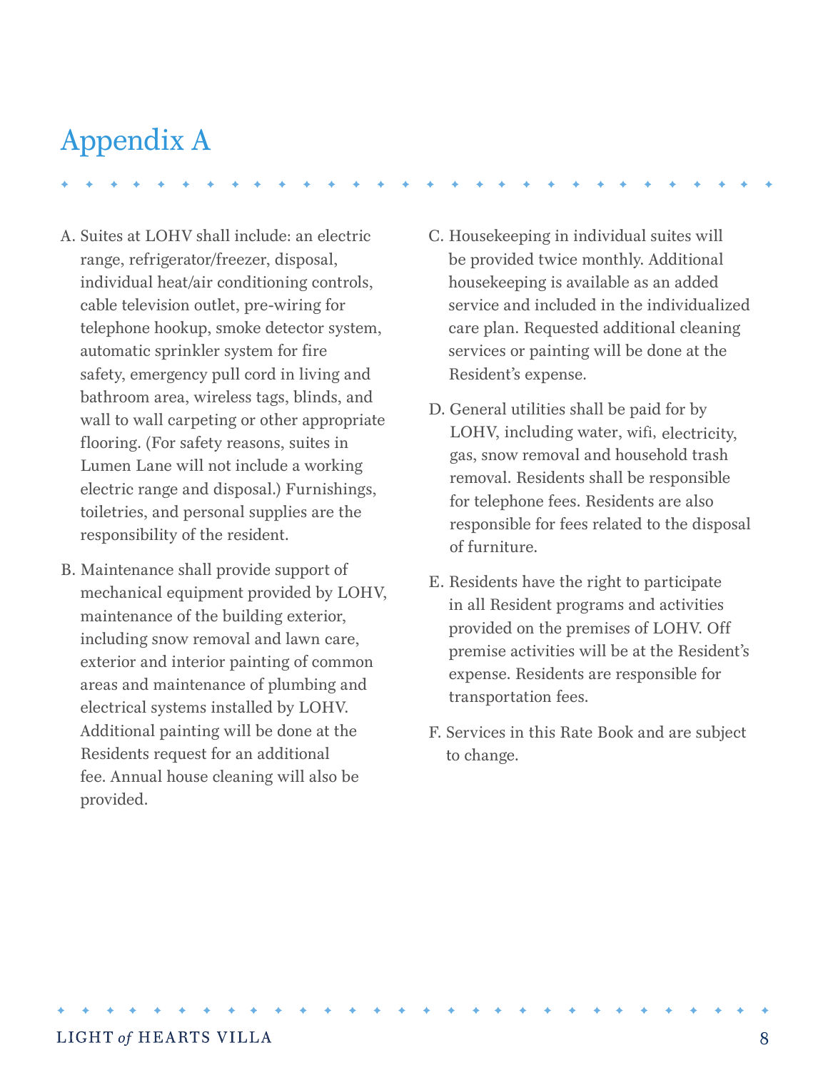# Appendix A

A. Suites at LOHV shall include: an electric range, refrigerator/freezer, disposal, individual heat/air conditioning controls, cable television outlet, pre-wiring for telephone hookup, smoke detector system, automatic sprinkler system for fire safety, emergency pull cord in living and bathroom area, wireless tags, blinds, and wall to wall carpeting or other appropriate flooring. (For safety reasons, suites in Lumen Lane will not include a working electric range and disposal.) Furnishings, toiletries, and personal supplies are the responsibility of the resident.

B. Maintenance shall provide support of mechanical equipment provided by LOHV, maintenance of the building exterior, including snow removal and lawn care, exterior and interior painting of common areas and maintenance of plumbing and electrical systems installed by LOHV. Additional painting will be done at the Residents request for an additional fee. Annual house cleaning will also be provided.

C. Housekeeping in individual suites will be provided twice monthly. Additional housekeeping is available as an added service and included in the individualized care plan. Requested additional cleaning services or painting will be done at the Resident's expense.

D. General utilities shall be paid for by LOHV, including water, wifi, electricity, gas, snow removal and household trash removal. Residents shall be responsible for telephone fees. Residents are also responsible for fees related to the disposal of furniture.

E. Residents have the right to participate in all Resident programs and activities provided on the premises of LOHV. Off premise activities will be at the Resident's expense. Residents are responsible for transportation fees.

F. Services in this Rate Book and are subject to change.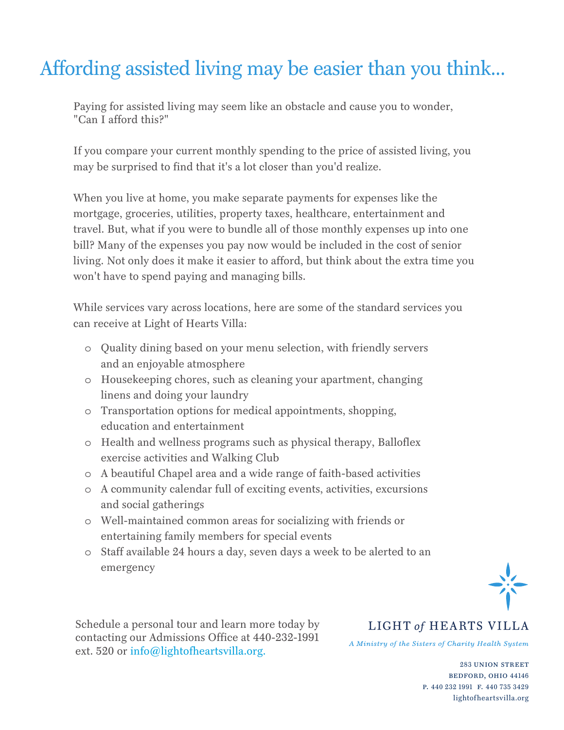# Affording assisted living may be easier than you think...

Paying for assisted living may seem like an obstacle and cause you to wonder, "Can I afford this?"

If you compare your current monthly spending to the price of assisted living, you may be surprised to find that it's a lot closer than you'd realize.

When you live at home, you make separate payments for expenses like the mortgage, groceries, utilities, property taxes, healthcare, entertainment and travel. But, what if you were to bundle all of those monthly expenses up into one bill? Many of the expenses you pay now would be included in the cost of senior living. Not only does it make it easier to afford, but think about the extra time you won't have to spend paying and managing bills.

While services vary across locations, here are some of the standard services you can receive at Light of Hearts Villa:

- Quality dining based on your menu selection, with friendly servers and an enjoyable atmosphere
- Housekeeping chores, such as cleaning your apartment, changing linens and doing your laundry
- Transportation options for medical appointments, shopping, education and entertainment
- Health and wellness programs such as physical therapy, Balloflex exercise activities and Walking Club
- A beautiful Chapel area and a wide range of faith-based activities
- A community calendar full of exciting events, activities, excursions and social gatherings
- Well-maintained common areas for socializing with friends or entertaining family members for special events
- Staff available 24 hours a day, seven days a week to be alerted to an emergency

Schedule a personal tour and learn more today by contacting our Admissions Office at 440-232-1991 ext. 520 or info@lightofheartsvilla.org.

LIGHT *of* HEARTS VILLA

*A Ministry of the Sisters of Charity Health System*

283 UNION STREET
BEDFORD, OHIO 44146
P. 440 232 1991 F. 440 735 3429
lightofheartsvilla.org